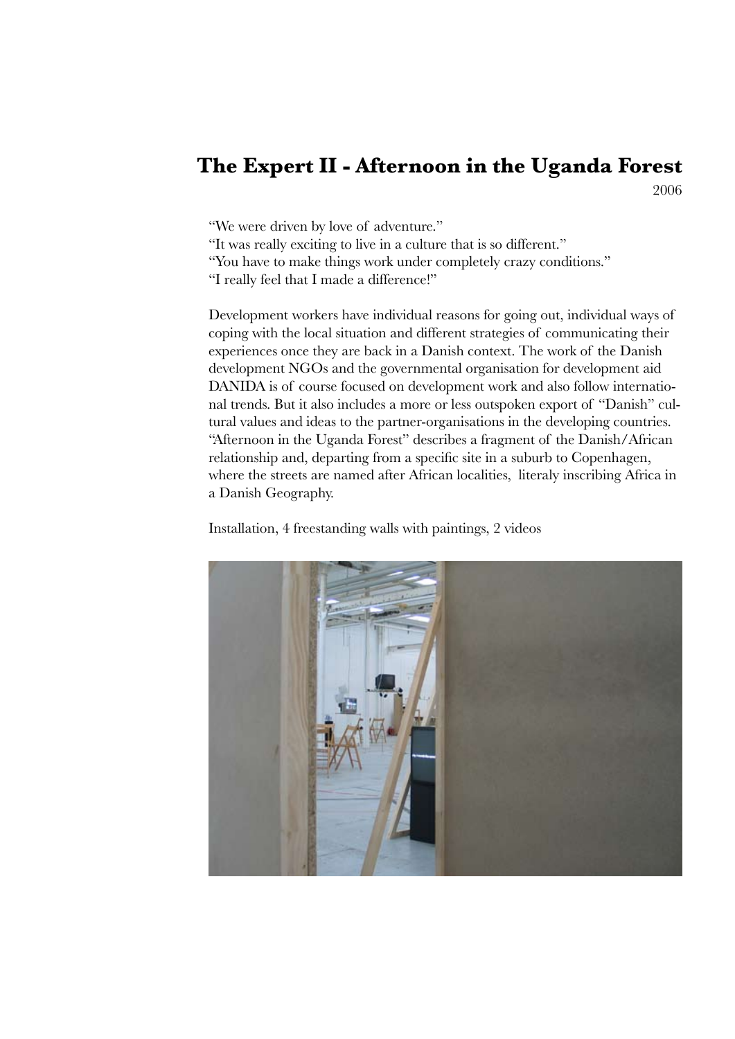# The Expert II - Afternoon in the Uganda Forest

2006

"We were driven by love of adventure."
"It was really exciting to live in a culture that is so different."
"You have to make things work under completely crazy conditions."
"I really feel that I made a difference!"

Development workers have individual reasons for going out, individual ways of coping with the local situation and different strategies of communicating their experiences once they are back in a Danish context. The work of the Danish development NGOs and the governmental organisation for development aid DANIDA is of course focused on development work and also follow international trends. But it also includes a more or less outspoken export of "Danish" cultural values and ideas to the partner-organisations in the developing countries. "Afternoon in the Uganda Forest" describes a fragment of the Danish/African relationship and, departing from a specific site in a suburb to Copenhagen, where the streets are named after African localities, literaly inscribing Africa in a Danish Geography.

Installation, 4 freestanding walls with paintings, 2 videos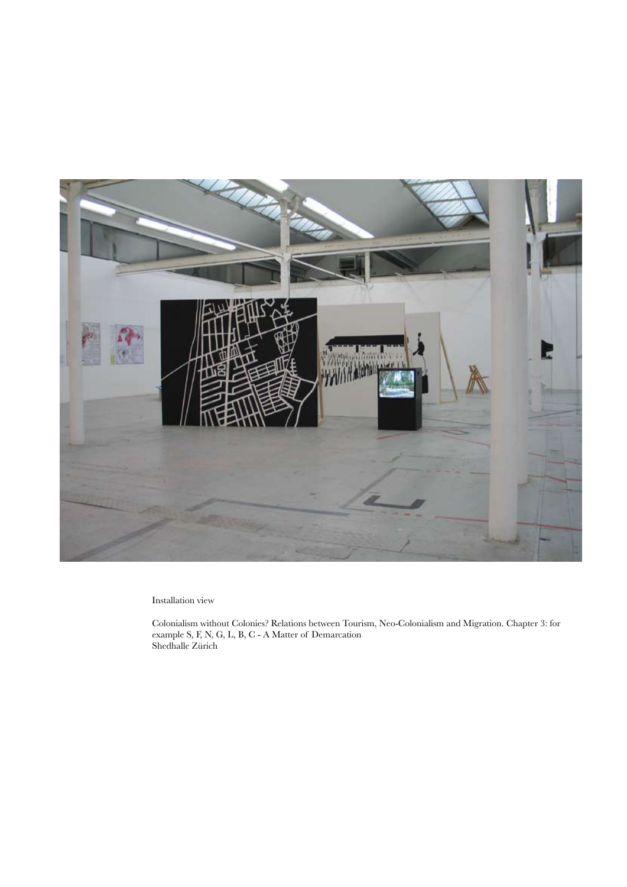Installation view

Colonialism without Colonies? Relations between Tourism, Neo-Colonialism and Migration. Chapter 3: for example S, F, N, G, L, B, C - A Matter of Demarcation
Shedhalle Zürich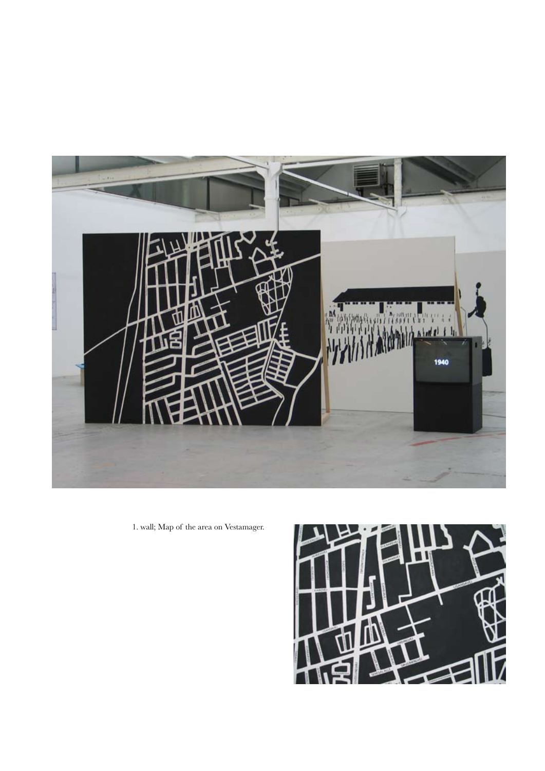1. wall; Map of the area on Vestamager.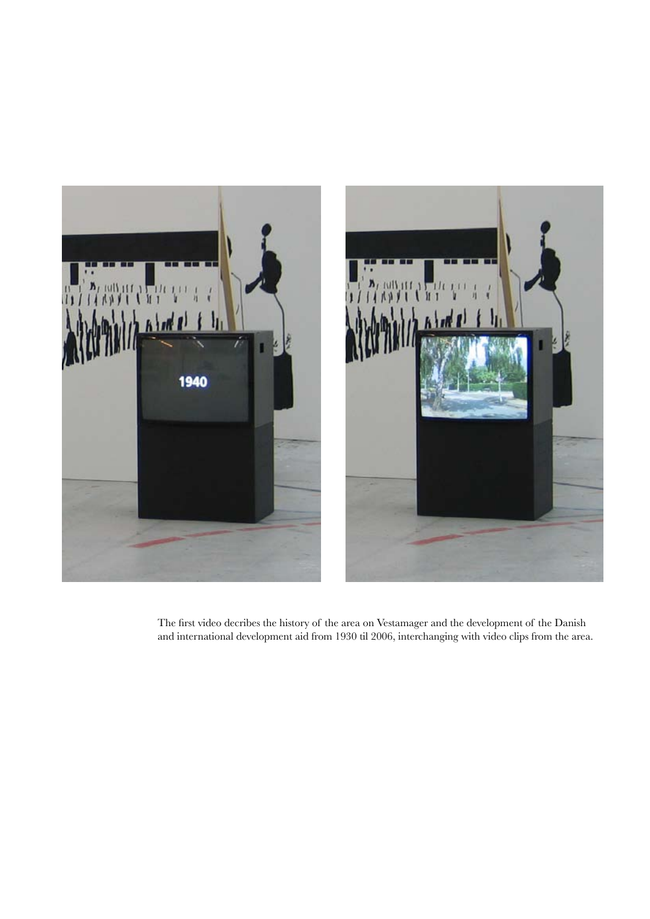The first video decribes the history of the area on Vestamager and the development of the Danish and international development aid from 1930 til 2006, interchanging with video clips from the area.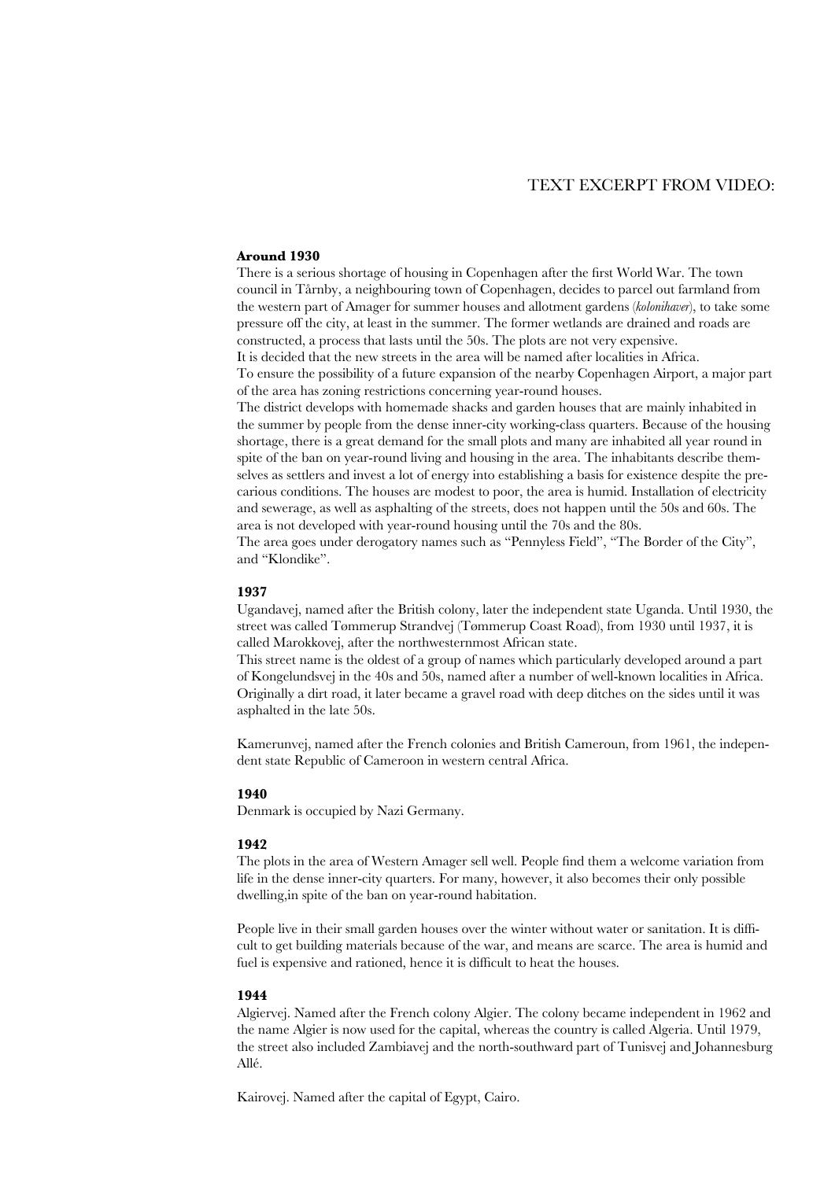# TEXT EXCERPT FROM VIDEO:

**Around 1930**

There is a serious shortage of housing in Copenhagen after the first World War. The town council in Tårnby, a neighbouring town of Copenhagen, decides to parcel out farmland from the western part of Amager for summer houses and allotment gardens (*kolonihaver*), to take some pressure off the city, at least in the summer. The former wetlands are drained and roads are constructed, a process that lasts until the 50s. The plots are not very expensive.

It is decided that the new streets in the area will be named after localities in Africa.

To ensure the possibility of a future expansion of the nearby Copenhagen Airport, a major part of the area has zoning restrictions concerning year-round houses.

The district develops with homemade shacks and garden houses that are mainly inhabited in the summer by people from the dense inner-city working-class quarters. Because of the housing shortage, there is a great demand for the small plots and many are inhabited all year round in spite of the ban on year-round living and housing in the area. The inhabitants describe themselves as settlers and invest a lot of energy into establishing a basis for existence despite the precarious conditions. The houses are modest to poor, the area is humid. Installation of electricity and sewerage, as well as asphalting of the streets, does not happen until the 50s and 60s. The area is not developed with year-round housing until the 70s and the 80s.

The area goes under derogatory names such as "Pennyless Field", "The Border of the City", and "Klondike".

**1937**

Ugandavej, named after the British colony, later the independent state Uganda. Until 1930, the street was called Tømmerup Strandvej (Tømmerup Coast Road), from 1930 until 1937, it is called Marokkovej, after the northwesternmost African state.

This street name is the oldest of a group of names which particularly developed around a part of Kongelundsvej in the 40s and 50s, named after a number of well-known localities in Africa. Originally a dirt road, it later became a gravel road with deep ditches on the sides until it was asphalted in the late 50s.

Kamerunvej, named after the French colonies and British Cameroun, from 1961, the independent state Republic of Cameroon in western central Africa.

**1940**

Denmark is occupied by Nazi Germany.

**1942**

The plots in the area of Western Amager sell well. People find them a welcome variation from life in the dense inner-city quarters. For many, however, it also becomes their only possible dwelling,in spite of the ban on year-round habitation.

People live in their small garden houses over the winter without water or sanitation. It is difficult to get building materials because of the war, and means are scarce. The area is humid and fuel is expensive and rationed, hence it is difficult to heat the houses.

**1944**

Algiervej. Named after the French colony Algier. The colony became independent in 1962 and the name Algier is now used for the capital, whereas the country is called Algeria. Until 1979, the street also included Zambiavej and the north-southward part of Tunisvej and Johannesburg Allé.

Kairovej. Named after the capital of Egypt, Cairo.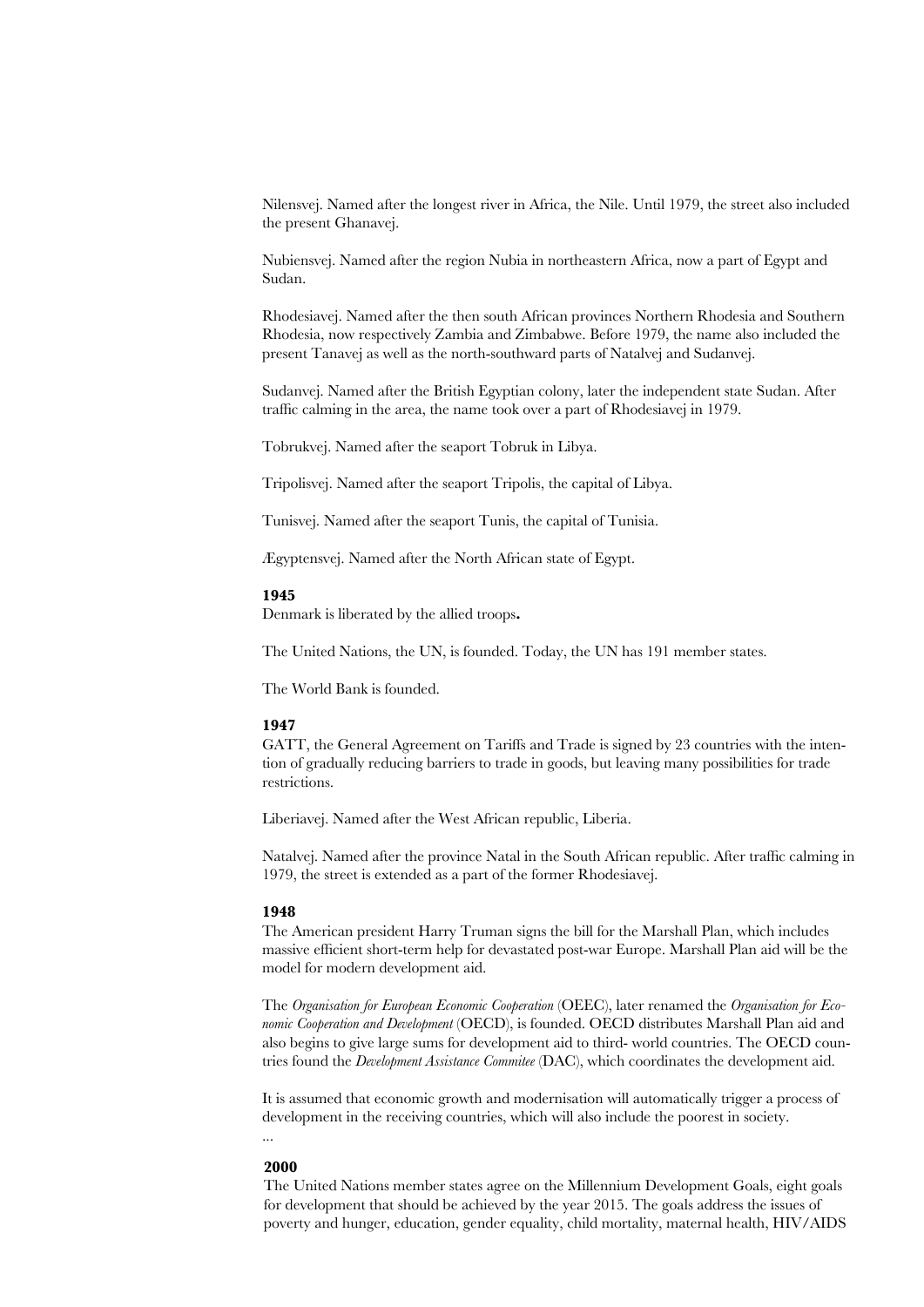Nilensvej. Named after the longest river in Africa, the Nile. Until 1979, the street also included the present Ghanavej.

Nubiensvej. Named after the region Nubia in northeastern Africa, now a part of Egypt and Sudan.

Rhodesiavej. Named after the then south African provinces Northern Rhodesia and Southern Rhodesia, now respectively Zambia and Zimbabwe. Before 1979, the name also included the present Tanavej as well as the north-southward parts of Natalvej and Sudanvej.

Sudanvej. Named after the British Egyptian colony, later the independent state Sudan. After traffic calming in the area, the name took over a part of Rhodesiavej in 1979.

Tobrukvej. Named after the seaport Tobruk in Libya.

Tripolisvej. Named after the seaport Tripolis, the capital of Libya.

Tunisvej. Named after the seaport Tunis, the capital of Tunisia.

Ægyptensvej. Named after the North African state of Egypt.

**1945**

Denmark is liberated by the allied troops**.**

The United Nations, the UN, is founded. Today, the UN has 191 member states.

The World Bank is founded.

**1947**

GATT, the General Agreement on Tariffs and Trade is signed by 23 countries with the intention of gradually reducing barriers to trade in goods, but leaving many possibilities for trade restrictions.

Liberiavej. Named after the West African republic, Liberia.

Natalvej. Named after the province Natal in the South African republic. After traffic calming in 1979, the street is extended as a part of the former Rhodesiavej.

**1948**

The American president Harry Truman signs the bill for the Marshall Plan, which includes massive efficient short-term help for devastated post-war Europe. Marshall Plan aid will be the model for modern development aid.

The *Organisation for European Economic Cooperation* (OEEC), later renamed the *Organisation for Economic Cooperation and Development* (OECD), is founded. OECD distributes Marshall Plan aid and also begins to give large sums for development aid to third- world countries. The OECD countries found the *Development Assistance Commitee* (DAC), which coordinates the development aid.

It is assumed that economic growth and modernisation will automatically trigger a process of development in the receiving countries, which will also include the poorest in society.

...

**2000**

The United Nations member states agree on the Millennium Development Goals, eight goals for development that should be achieved by the year 2015. The goals address the issues of poverty and hunger, education, gender equality, child mortality, maternal health, HIV/AIDS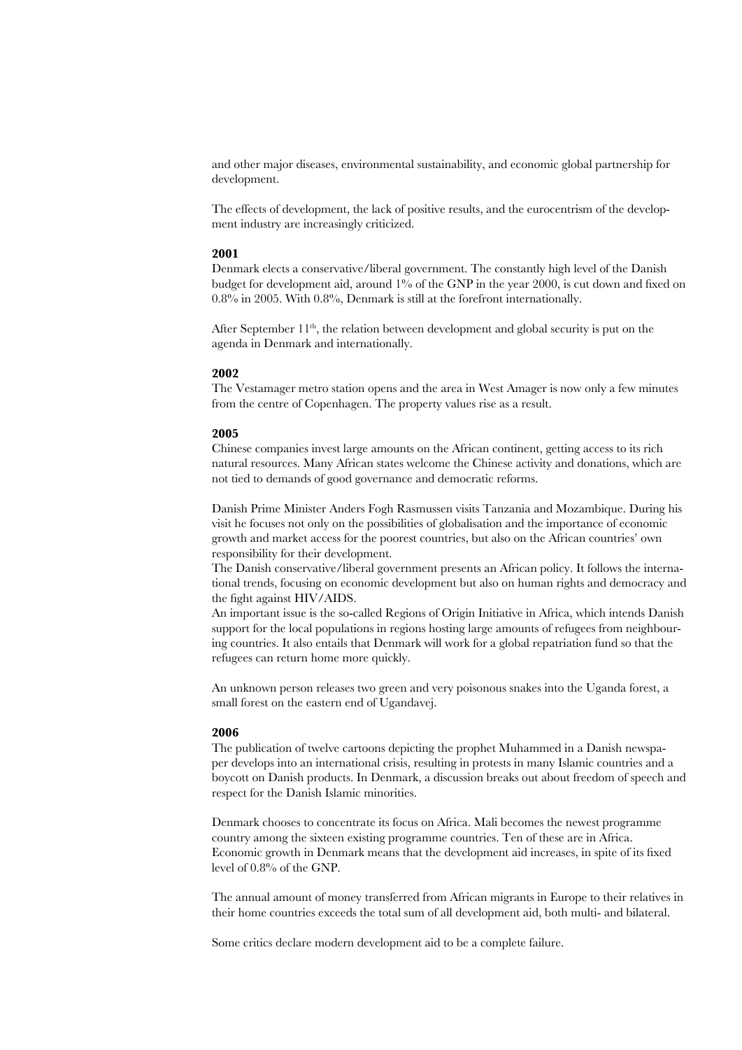and other major diseases, environmental sustainability, and economic global partnership for development.

The effects of development, the lack of positive results, and the eurocentrism of the development industry are increasingly criticized.

**2001**

Denmark elects a conservative/liberal government. The constantly high level of the Danish budget for development aid, around 1% of the GNP in the year 2000, is cut down and fixed on 0.8% in 2005. With 0.8%, Denmark is still at the forefront internationally.

After September 11th, the relation between development and global security is put on the agenda in Denmark and internationally.

**2002**

The Vestamager metro station opens and the area in West Amager is now only a few minutes from the centre of Copenhagen. The property values rise as a result.

**2005**

Chinese companies invest large amounts on the African continent, getting access to its rich natural resources. Many African states welcome the Chinese activity and donations, which are not tied to demands of good governance and democratic reforms.

Danish Prime Minister Anders Fogh Rasmussen visits Tanzania and Mozambique. During his visit he focuses not only on the possibilities of globalisation and the importance of economic growth and market access for the poorest countries, but also on the African countries' own responsibility for their development.

The Danish conservative/liberal government presents an African policy. It follows the international trends, focusing on economic development but also on human rights and democracy and the fight against HIV/AIDS.

An important issue is the so-called Regions of Origin Initiative in Africa, which intends Danish support for the local populations in regions hosting large amounts of refugees from neighbouring countries. It also entails that Denmark will work for a global repatriation fund so that the refugees can return home more quickly.

An unknown person releases two green and very poisonous snakes into the Uganda forest, a small forest on the eastern end of Ugandavej.

**2006**

The publication of twelve cartoons depicting the prophet Muhammed in a Danish newspaper develops into an international crisis, resulting in protests in many Islamic countries and a boycott on Danish products. In Denmark, a discussion breaks out about freedom of speech and respect for the Danish Islamic minorities.

Denmark chooses to concentrate its focus on Africa. Mali becomes the newest programme country among the sixteen existing programme countries. Ten of these are in Africa. Economic growth in Denmark means that the development aid increases, in spite of its fixed level of 0.8% of the GNP.

The annual amount of money transferred from African migrants in Europe to their relatives in their home countries exceeds the total sum of all development aid, both multi- and bilateral.

Some critics declare modern development aid to be a complete failure.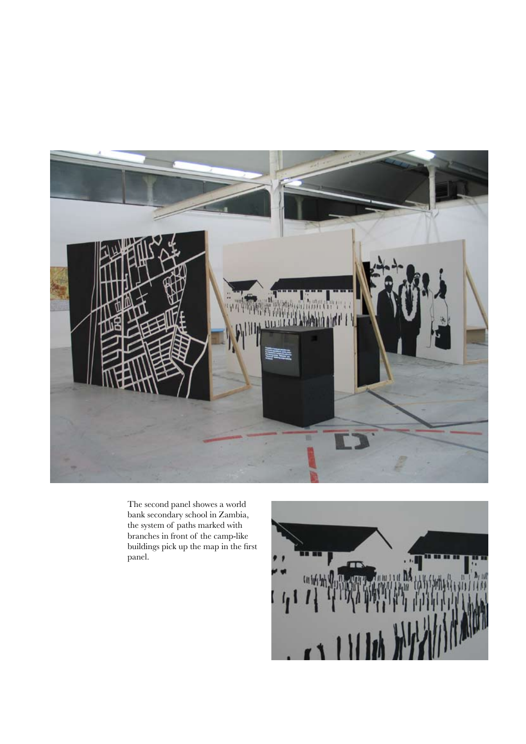The second panel showes a world bank secondary school in Zambia, the system of paths marked with branches in front of the camp-like buildings pick up the map in the first panel.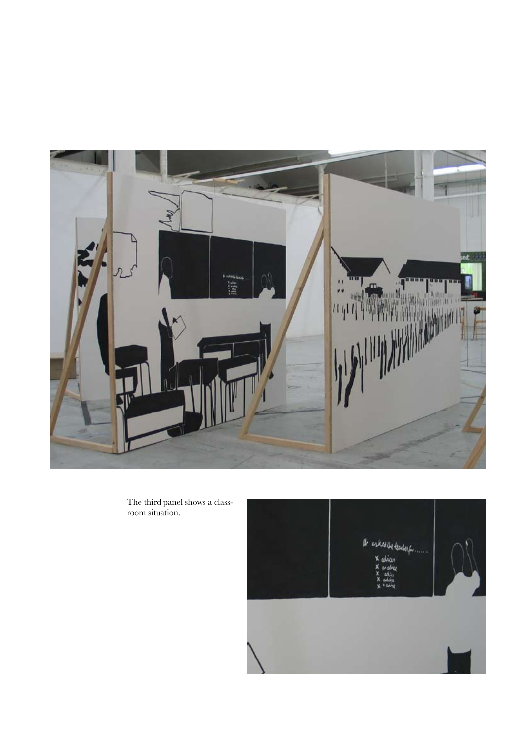The third panel shows a classroom situation.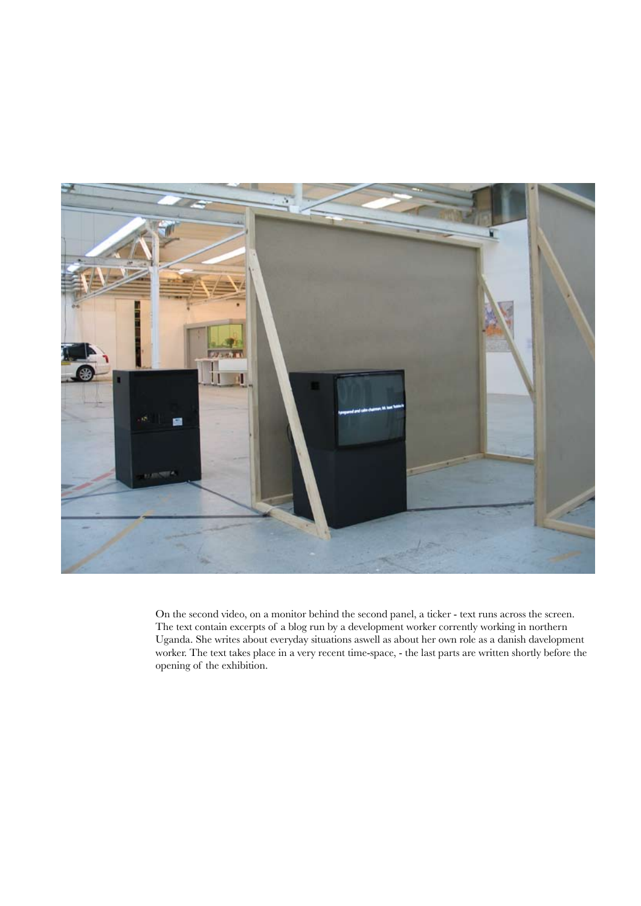On the second video, on a monitor behind the second panel, a ticker - text runs across the screen. The text contain excerpts of a blog run by a development worker corrently working in northern Uganda. She writes about everyday situations aswell as about her own role as a danish davelopment worker. The text takes place in a very recent time-space, - the last parts are written shortly before the opening of the exhibition.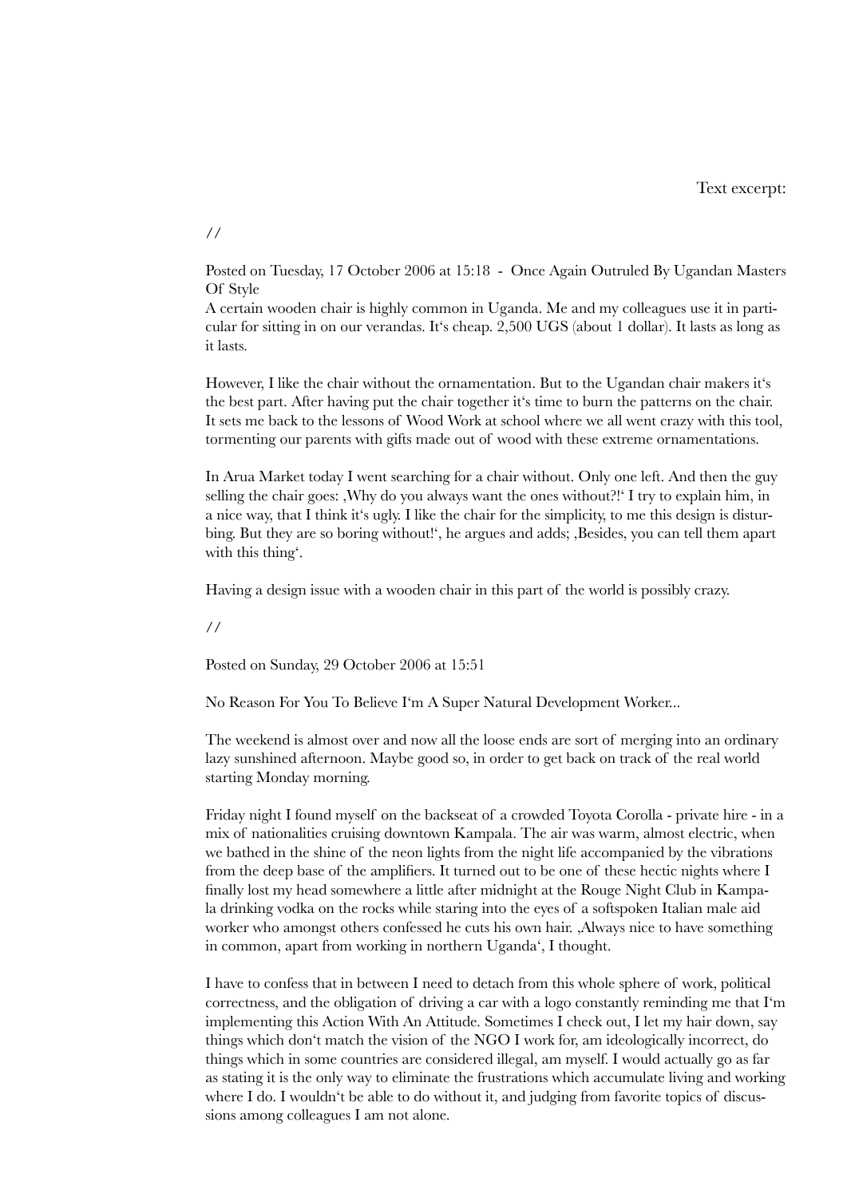Text excerpt:

//

Posted on Tuesday, 17 October 2006 at 15:18 - Once Again Outruled By Ugandan Masters Of Style

A certain wooden chair is highly common in Uganda. Me and my colleagues use it in particular for sitting in on our verandas. It‘s cheap. 2,500 UGS (about 1 dollar). It lasts as long as it lasts.

However, I like the chair without the ornamentation. But to the Ugandan chair makers it‘s the best part. After having put the chair together it‘s time to burn the patterns on the chair. It sets me back to the lessons of Wood Work at school where we all went crazy with this tool, tormenting our parents with gifts made out of wood with these extreme ornamentations.

In Arua Market today I went searching for a chair without. Only one left. And then the guy selling the chair goes: ‚Why do you always want the ones without?!‘ I try to explain him, in a nice way, that I think it‘s ugly. I like the chair for the simplicity, to me this design is disturbing. But they are so boring without!‘, he argues and adds; ‚Besides, you can tell them apart with this thing‘.

Having a design issue with a wooden chair in this part of the world is possibly crazy.

//

Posted on Sunday, 29 October 2006 at 15:51

No Reason For You To Believe I‘m A Super Natural Development Worker...

The weekend is almost over and now all the loose ends are sort of merging into an ordinary lazy sunshined afternoon. Maybe good so, in order to get back on track of the real world starting Monday morning.

Friday night I found myself on the backseat of a crowded Toyota Corolla - private hire - in a mix of nationalities cruising downtown Kampala. The air was warm, almost electric, when we bathed in the shine of the neon lights from the night life accompanied by the vibrations from the deep base of the amplifiers. It turned out to be one of these hectic nights where I finally lost my head somewhere a little after midnight at the Rouge Night Club in Kampala drinking vodka on the rocks while staring into the eyes of a softspoken Italian male aid worker who amongst others confessed he cuts his own hair. ‚Always nice to have something in common, apart from working in northern Uganda‘, I thought.

I have to confess that in between I need to detach from this whole sphere of work, political correctness, and the obligation of driving a car with a logo constantly reminding me that I‘m implementing this Action With An Attitude. Sometimes I check out, I let my hair down, say things which don‘t match the vision of the NGO I work for, am ideologically incorrect, do things which in some countries are considered illegal, am myself. I would actually go as far as stating it is the only way to eliminate the frustrations which accumulate living and working where I do. I wouldn‘t be able to do without it, and judging from favorite topics of discussions among colleagues I am not alone.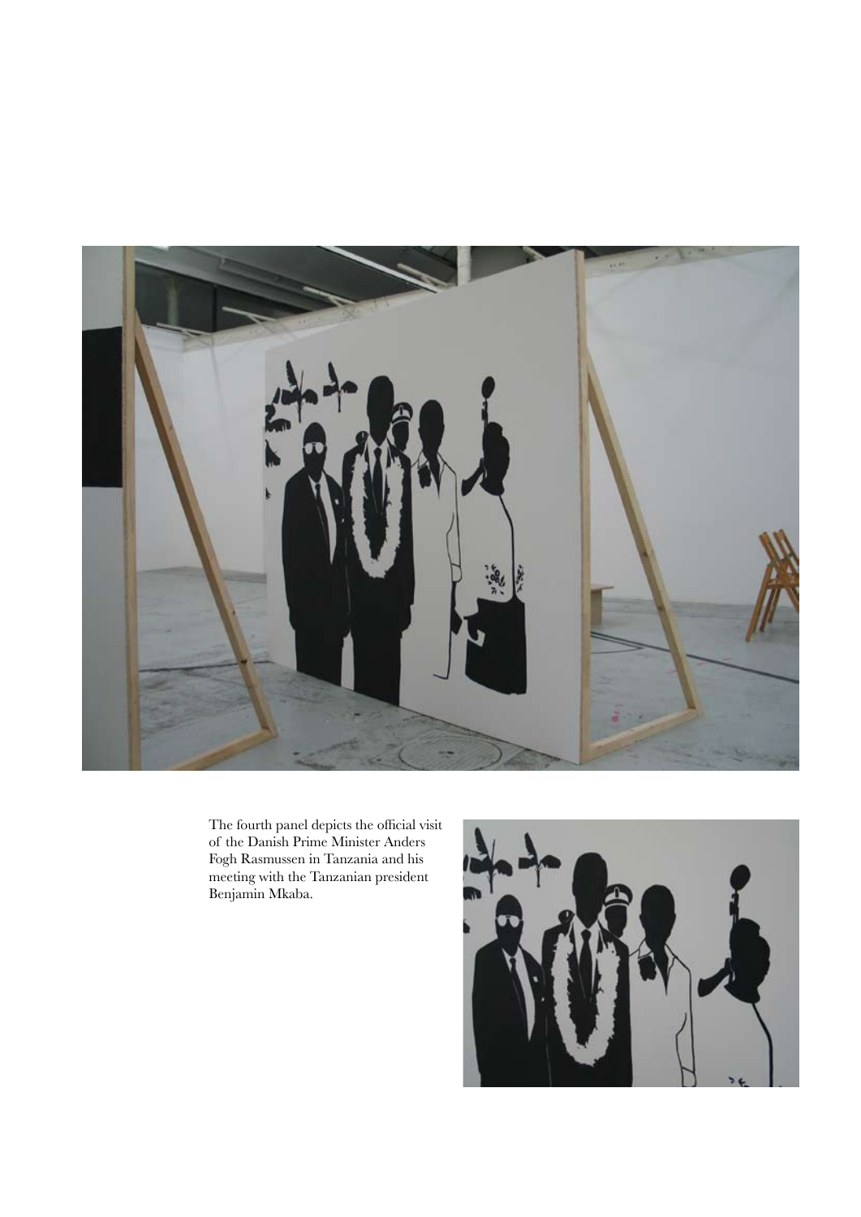The fourth panel depicts the official visit of the Danish Prime Minister Anders Fogh Rasmussen in Tanzania and his meeting with the Tanzanian president Benjamin Mkaba.